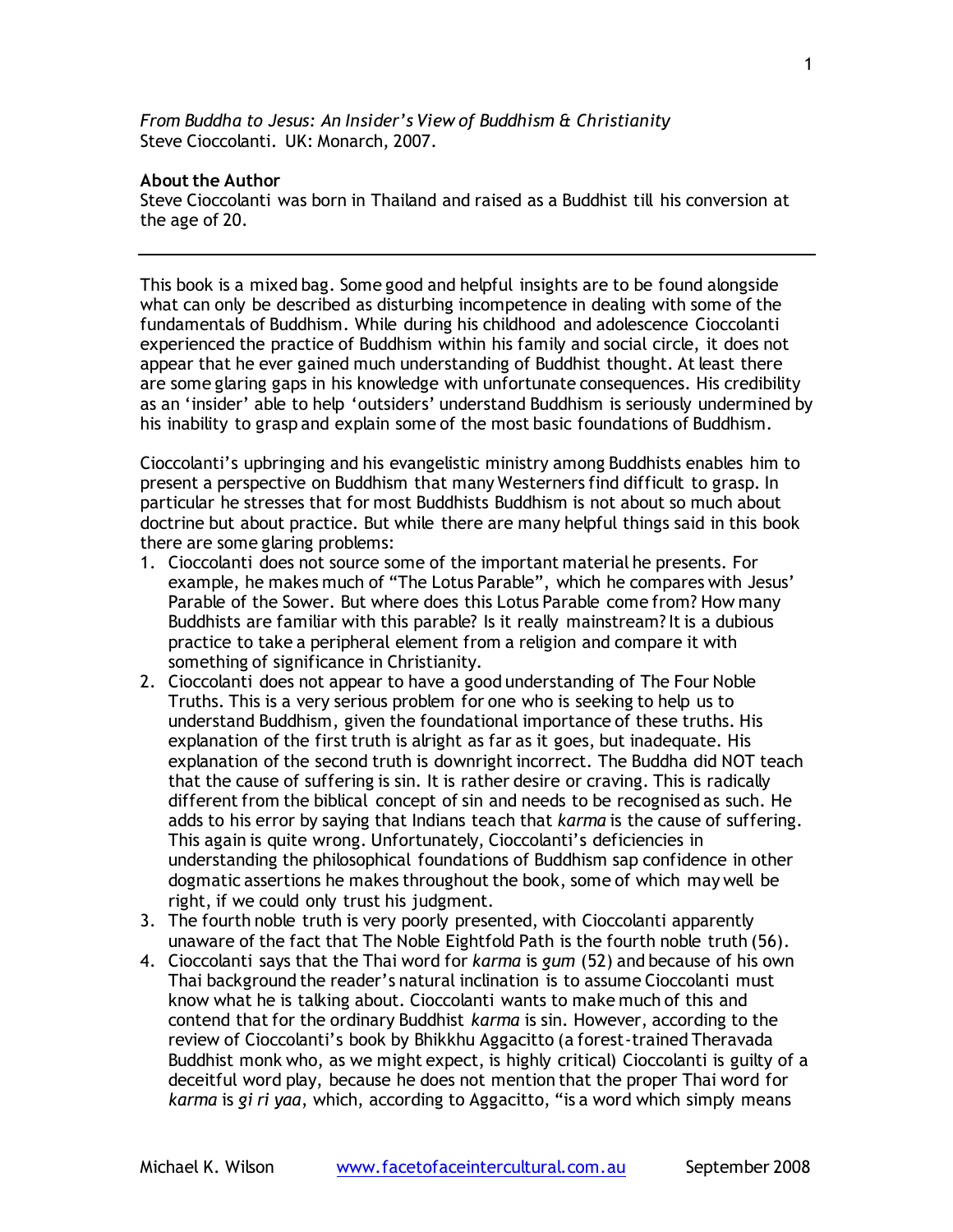*From Buddha to Jesus: An Insider's View of Buddhism & Christianity*
Steve Cioccolanti. UK: Monarch, 2007.

**About the Author**
Steve Cioccolanti was born in Thailand and raised as a Buddhist till his conversion at the age of 20.

---

This book is a mixed bag. Some good and helpful insights are to be found alongside what can only be described as disturbing incompetence in dealing with some of the fundamentals of Buddhism. While during his childhood and adolescence Cioccolanti experienced the practice of Buddhism within his family and social circle, it does not appear that he ever gained much understanding of Buddhist thought. At least there are some glaring gaps in his knowledge with unfortunate consequences. His credibility as an 'insider' able to help 'outsiders' understand Buddhism is seriously undermined by his inability to grasp and explain some of the most basic foundations of Buddhism.

Cioccolanti's upbringing and his evangelistic ministry among Buddhists enables him to present a perspective on Buddhism that many Westerners find difficult to grasp. In particular he stresses that for most Buddhists Buddhism is not about so much about doctrine but about practice. But while there are many helpful things said in this book there are some glaring problems:

1. Cioccolanti does not source some of the important material he presents. For example, he makes much of "The Lotus Parable", which he compares with Jesus' Parable of the Sower. But where does this Lotus Parable come from? How many Buddhists are familiar with this parable? Is it really mainstream? It is a dubious practice to take a peripheral element from a religion and compare it with something of significance in Christianity.
2. Cioccolanti does not appear to have a good understanding of The Four Noble Truths. This is a very serious problem for one who is seeking to help us to understand Buddhism, given the foundational importance of these truths. His explanation of the first truth is alright as far as it goes, but inadequate. His explanation of the second truth is downright incorrect. The Buddha did NOT teach that the cause of suffering is sin. It is rather desire or craving. This is radically different from the biblical concept of sin and needs to be recognised as such. He adds to his error by saying that Indians teach that *karma* is the cause of suffering. This again is quite wrong. Unfortunately, Cioccolanti's deficiencies in understanding the philosophical foundations of Buddhism sap confidence in other dogmatic assertions he makes throughout the book, some of which may well be right, if we could only trust his judgment.
3. The fourth noble truth is very poorly presented, with Cioccolanti apparently unaware of the fact that The Noble Eightfold Path is the fourth noble truth (56).
4. Cioccolanti says that the Thai word for *karma* is *gum* (52) and because of his own Thai background the reader's natural inclination is to assume Cioccolanti must know what he is talking about. Cioccolanti wants to make much of this and contend that for the ordinary Buddhist *karma* is sin. However, according to the review of Cioccolanti's book by Bhikkhu Aggacitto (a forest-trained Theravada Buddhist monk who, as we might expect, is highly critical) Cioccolanti is guilty of a deceitful word play, because he does not mention that the proper Thai word for *karma* is *gi ri yaa*, which, according to Aggacitto, "is a word which simply means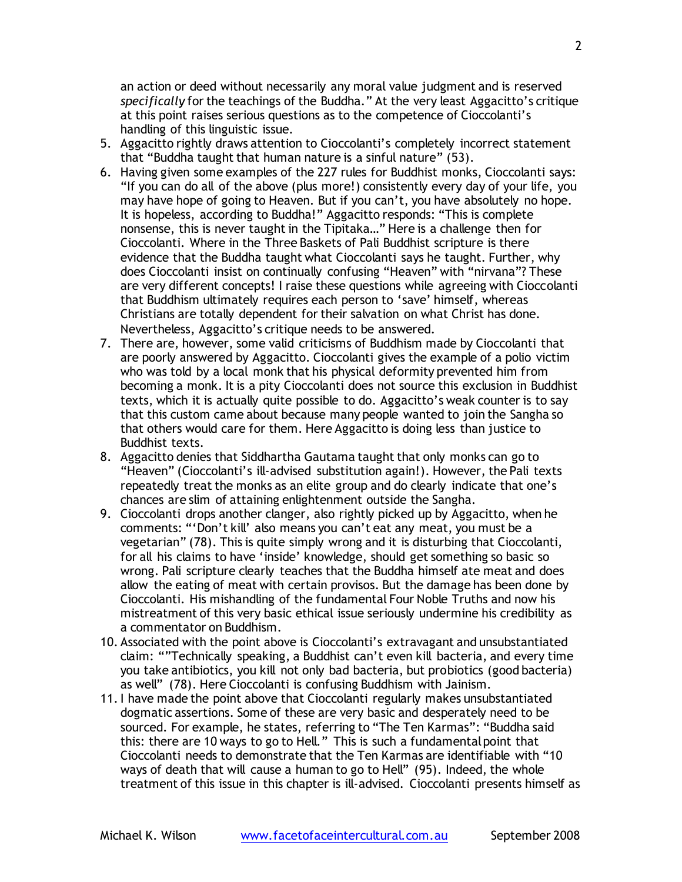an action or deed without necessarily any moral value judgment and is reserved *specifically* for the teachings of the Buddha." At the very least Aggacitto's critique at this point raises serious questions as to the competence of Cioccolanti's handling of this linguistic issue.

5. Aggacitto rightly draws attention to Cioccolanti's completely incorrect statement that "Buddha taught that human nature is a sinful nature" (53).
6. Having given some examples of the 227 rules for Buddhist monks, Cioccolanti says: "If you can do all of the above (plus more!) consistently every day of your life, you may have hope of going to Heaven. But if you can't, you have absolutely no hope. It is hopeless, according to Buddha!" Aggacitto responds: "This is complete nonsense, this is never taught in the Tipitaka…" Here is a challenge then for Cioccolanti. Where in the Three Baskets of Pali Buddhist scripture is there evidence that the Buddha taught what Cioccolanti says he taught. Further, why does Cioccolanti insist on continually confusing "Heaven" with "nirvana"? These are very different concepts! I raise these questions while agreeing with Cioccolanti that Buddhism ultimately requires each person to 'save' himself, whereas Christians are totally dependent for their salvation on what Christ has done. Nevertheless, Aggacitto's critique needs to be answered.
7. There are, however, some valid criticisms of Buddhism made by Cioccolanti that are poorly answered by Aggacitto. Cioccolanti gives the example of a polio victim who was told by a local monk that his physical deformity prevented him from becoming a monk. It is a pity Cioccolanti does not source this exclusion in Buddhist texts, which it is actually quite possible to do. Aggacitto's weak counter is to say that this custom came about because many people wanted to join the Sangha so that others would care for them. Here Aggacitto is doing less than justice to Buddhist texts.
8. Aggacitto denies that Siddhartha Gautama taught that only monks can go to "Heaven" (Cioccolanti's ill-advised substitution again!). However, the Pali texts repeatedly treat the monks as an elite group and do clearly indicate that one's chances are slim of attaining enlightenment outside the Sangha.
9. Cioccolanti drops another clanger, also rightly picked up by Aggacitto, when he comments: "'Don't kill' also means you can't eat any meat, you must be a vegetarian" (78). This is quite simply wrong and it is disturbing that Cioccolanti, for all his claims to have 'inside' knowledge, should get something so basic so wrong. Pali scripture clearly teaches that the Buddha himself ate meat and does allow the eating of meat with certain provisos. But the damage has been done by Cioccolanti. His mishandling of the fundamental Four Noble Truths and now his mistreatment of this very basic ethical issue seriously undermine his credibility as a commentator on Buddhism.
10. Associated with the point above is Cioccolanti's extravagant and unsubstantiated claim: ""Technically speaking, a Buddhist can't even kill bacteria, and every time you take antibiotics, you kill not only bad bacteria, but probiotics (good bacteria) as well" (78). Here Cioccolanti is confusing Buddhism with Jainism.
11. I have made the point above that Cioccolanti regularly makes unsubstantiated dogmatic assertions. Some of these are very basic and desperately need to be sourced. For example, he states, referring to "The Ten Karmas": "Buddha said this: there are 10 ways to go to Hell." This is such a fundamental point that Cioccolanti needs to demonstrate that the Ten Karmas are identifiable with "10 ways of death that will cause a human to go to Hell" (95). Indeed, the whole treatment of this issue in this chapter is ill-advised. Cioccolanti presents himself as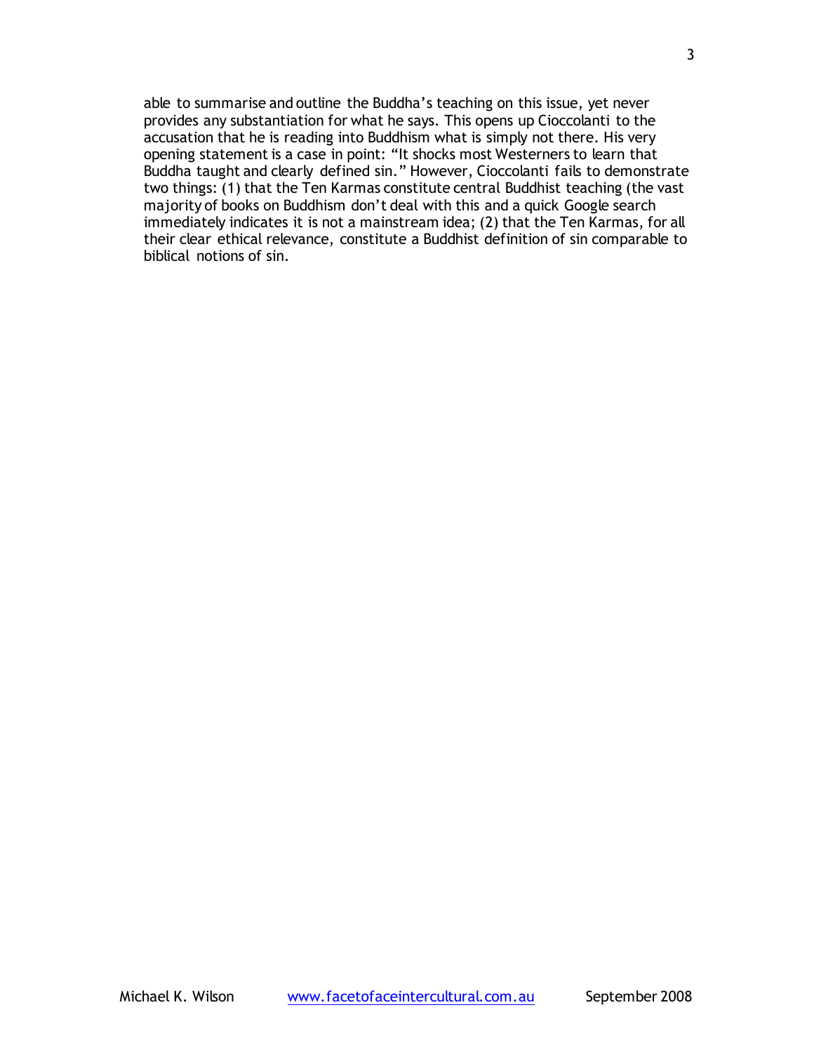able to summarise and outline the Buddha's teaching on this issue, yet never provides any substantiation for what he says. This opens up Cioccolanti to the accusation that he is reading into Buddhism what is simply not there. His very opening statement is a case in point: "It shocks most Westerners to learn that Buddha taught and clearly defined sin." However, Cioccolanti fails to demonstrate two things: (1) that the Ten Karmas constitute central Buddhist teaching (the vast majority of books on Buddhism don't deal with this and a quick Google search immediately indicates it is not a mainstream idea; (2) that the Ten Karmas, for all their clear ethical relevance, constitute a Buddhist definition of sin comparable to biblical notions of sin.